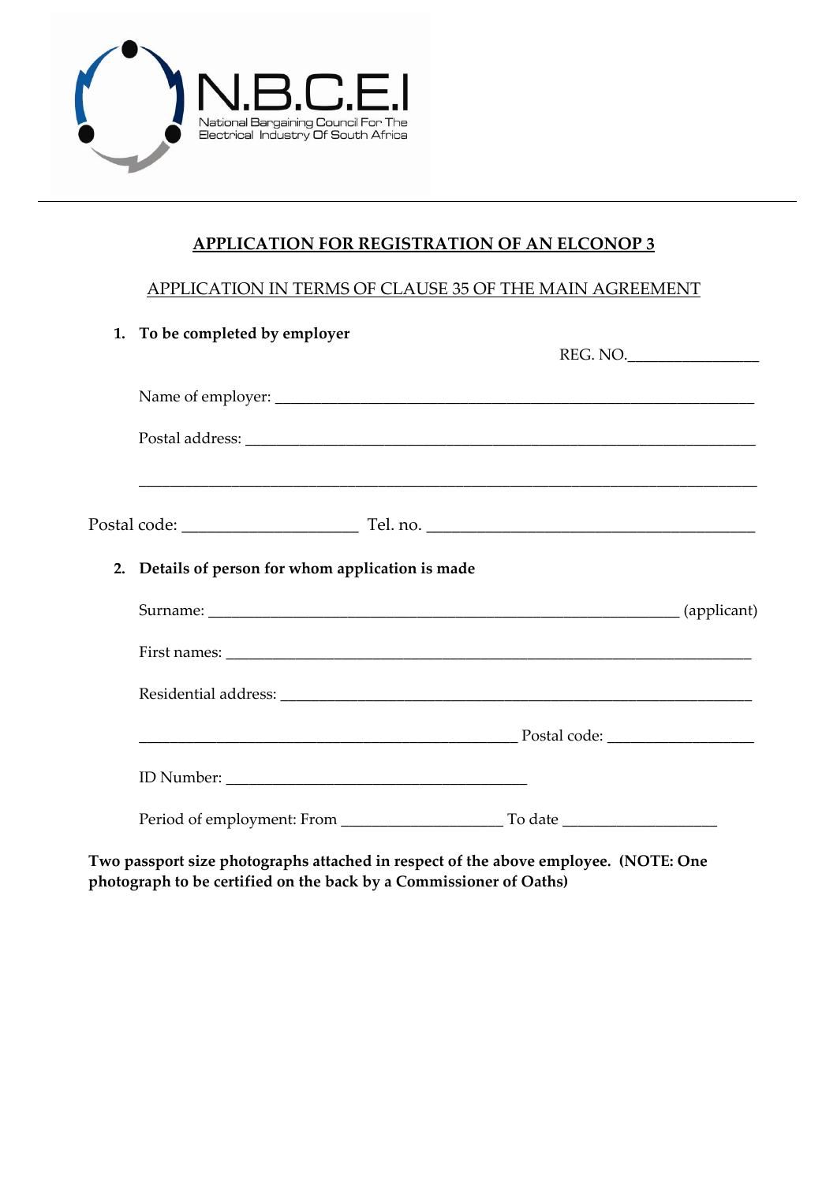N.B.C.E.I

National Bargaining Council For The Electrical Industry Of South Africa

---

## APPLICATION FOR REGISTRATION OF AN ELCONOP 3

APPLICATION IN TERMS OF CLAUSE 35 OF THE MAIN AGREEMENT

1. **To be completed by employer**

REG. NO.________________

Name of employer: ____________________________________________________________

Postal address: _______________________________________________________________

_________________________________________________________________________

Postal code: ____________________ Tel. no. ______________________________________

2. **Details of person for whom application is made**

Surname: ___________________________________________________________ (applicant)

First names: __________________________________________________________________

Residential address: ____________________________________________________________

_____________________________________________ Postal code: __________________

ID Number: _____________________________________

Period of employment: From ___________________ To date __________________

**Two passport size photographs attached in respect of the above employee. (NOTE: One photograph to be certified on the back by a Commissioner of Oaths)**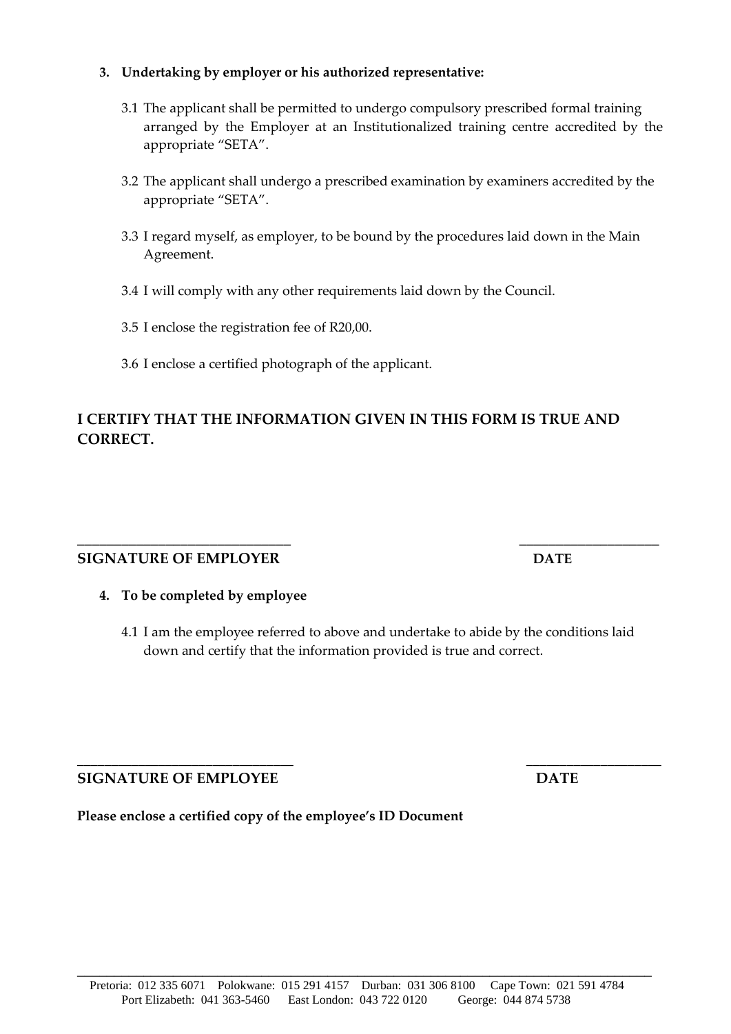**3. Undertaking by employer or his authorized representative:**

3.1 The applicant shall be permitted to undergo compulsory prescribed formal training arranged by the Employer at an Institutionalized training centre accredited by the appropriate "SETA".

3.2 The applicant shall undergo a prescribed examination by examiners accredited by the appropriate "SETA".

3.3 I regard myself, as employer, to be bound by the procedures laid down in the Main Agreement.

3.4 I will comply with any other requirements laid down by the Council.

3.5 I enclose the registration fee of R20,00.

3.6 I enclose a certified photograph of the applicant.

**I CERTIFY THAT THE INFORMATION GIVEN IN THIS FORM IS TRUE AND CORRECT.**

_______________________________ ____________________

**SIGNATURE OF EMPLOYER** **DATE**

**4. To be completed by employee**

4.1 I am the employee referred to above and undertake to abide by the conditions laid down and certify that the information provided is true and correct.

_______________________________ ____________________

**SIGNATURE OF EMPLOYEE** **DATE**

**Please enclose a certified copy of the employee's ID Document**

Pretoria: 012 335 6071 Polokwane: 015 291 4157 Durban: 031 306 8100 Cape Town: 021 591 4784
Port Elizabeth: 041 363-5460 East London: 043 722 0120 George: 044 874 5738